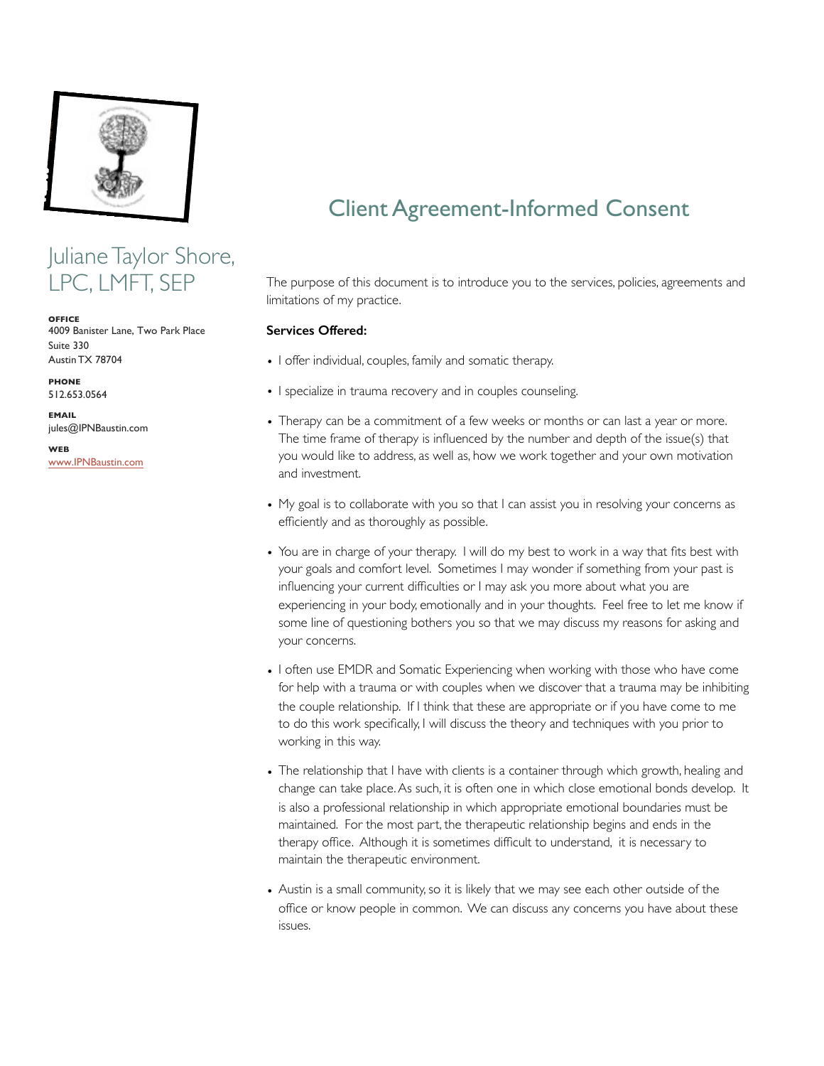Juliane Taylor Shore, LPC, LMFT, SEP

**OFFICE**
4009 Banister Lane, Two Park Place
Suite 330
Austin TX 78704

**PHONE**
512.653.0564

**EMAIL**
jules@IPNBaustin.com

**WEB**
www.IPNBaustin.com

# Client Agreement-Informed Consent

The purpose of this document is to introduce you to the services, policies, agreements and limitations of my practice.

**Services Offered:**

- I offer individual, couples, family and somatic therapy.
- I specialize in trauma recovery and in couples counseling.
- Therapy can be a commitment of a few weeks or months or can last a year or more. The time frame of therapy is influenced by the number and depth of the issue(s) that you would like to address, as well as, how we work together and your own motivation and investment.
- My goal is to collaborate with you so that I can assist you in resolving your concerns as efficiently and as thoroughly as possible.
- You are in charge of your therapy. I will do my best to work in a way that fits best with your goals and comfort level. Sometimes I may wonder if something from your past is influencing your current difficulties or I may ask you more about what you are experiencing in your body, emotionally and in your thoughts. Feel free to let me know if some line of questioning bothers you so that we may discuss my reasons for asking and your concerns.
- I often use EMDR and Somatic Experiencing when working with those who have come for help with a trauma or with couples when we discover that a trauma may be inhibiting the couple relationship. If I think that these are appropriate or if you have come to me to do this work specifically, I will discuss the theory and techniques with you prior to working in this way.
- The relationship that I have with clients is a container through which growth, healing and change can take place. As such, it is often one in which close emotional bonds develop. It is also a professional relationship in which appropriate emotional boundaries must be maintained. For the most part, the therapeutic relationship begins and ends in the therapy office. Although it is sometimes difficult to understand, it is necessary to maintain the therapeutic environment.
- Austin is a small community, so it is likely that we may see each other outside of the office or know people in common. We can discuss any concerns you have about these issues.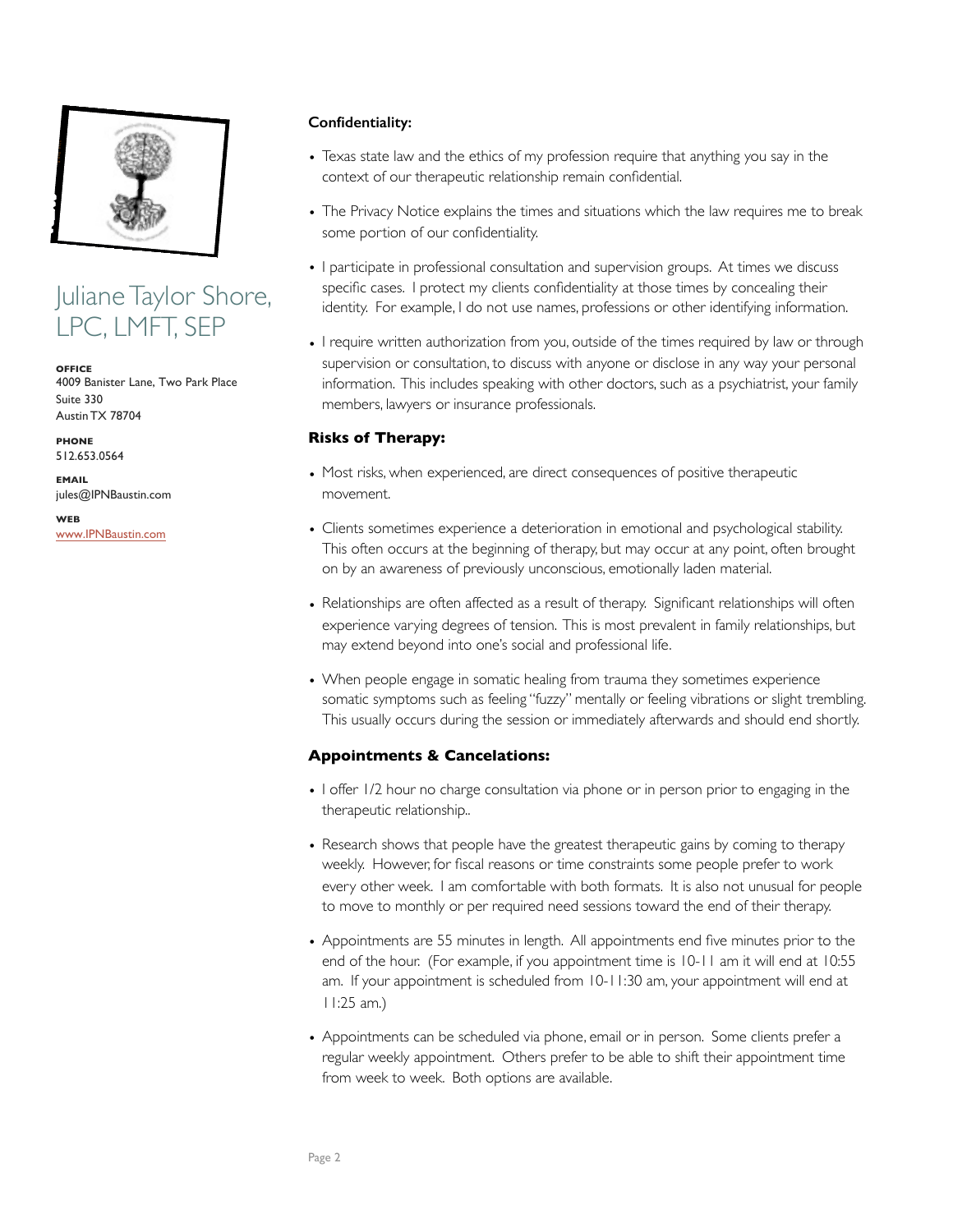Juliane Taylor Shore, LPC, LMFT, SEP

**OFFICE**
4009 Banister Lane, Two Park Place
Suite 330
Austin TX 78704

**PHONE**
512.653.0564

**EMAIL**
jules@IPNBaustin.com

**WEB**
www.IPNBaustin.com

**Confidentiality:**

- Texas state law and the ethics of my profession require that anything you say in the context of our therapeutic relationship remain confidential.
- The Privacy Notice explains the times and situations which the law requires me to break some portion of our confidentiality.
- I participate in professional consultation and supervision groups. At times we discuss specific cases. I protect my clients confidentiality at those times by concealing their identity. For example, I do not use names, professions or other identifying information.
- I require written authorization from you, outside of the times required by law or through supervision or consultation, to discuss with anyone or disclose in any way your personal information. This includes speaking with other doctors, such as a psychiatrist, your family members, lawyers or insurance professionals.

**Risks of Therapy:**

- Most risks, when experienced, are direct consequences of positive therapeutic movement.
- Clients sometimes experience a deterioration in emotional and psychological stability. This often occurs at the beginning of therapy, but may occur at any point, often brought on by an awareness of previously unconscious, emotionally laden material.
- Relationships are often affected as a result of therapy. Significant relationships will often experience varying degrees of tension. This is most prevalent in family relationships, but may extend beyond into one's social and professional life.
- When people engage in somatic healing from trauma they sometimes experience somatic symptoms such as feeling "fuzzy" mentally or feeling vibrations or slight trembling. This usually occurs during the session or immediately afterwards and should end shortly.

**Appointments & Cancelations:**

- I offer 1/2 hour no charge consultation via phone or in person prior to engaging in the therapeutic relationship..
- Research shows that people have the greatest therapeutic gains by coming to therapy weekly. However, for fiscal reasons or time constraints some people prefer to work every other week. I am comfortable with both formats. It is also not unusual for people to move to monthly or per required need sessions toward the end of their therapy.
- Appointments are 55 minutes in length. All appointments end five minutes prior to the end of the hour. (For example, if you appointment time is 10-11 am it will end at 10:55 am. If your appointment is scheduled from 10-11:30 am, your appointment will end at 11:25 am.)
- Appointments can be scheduled via phone, email or in person. Some clients prefer a regular weekly appointment. Others prefer to be able to shift their appointment time from week to week. Both options are available.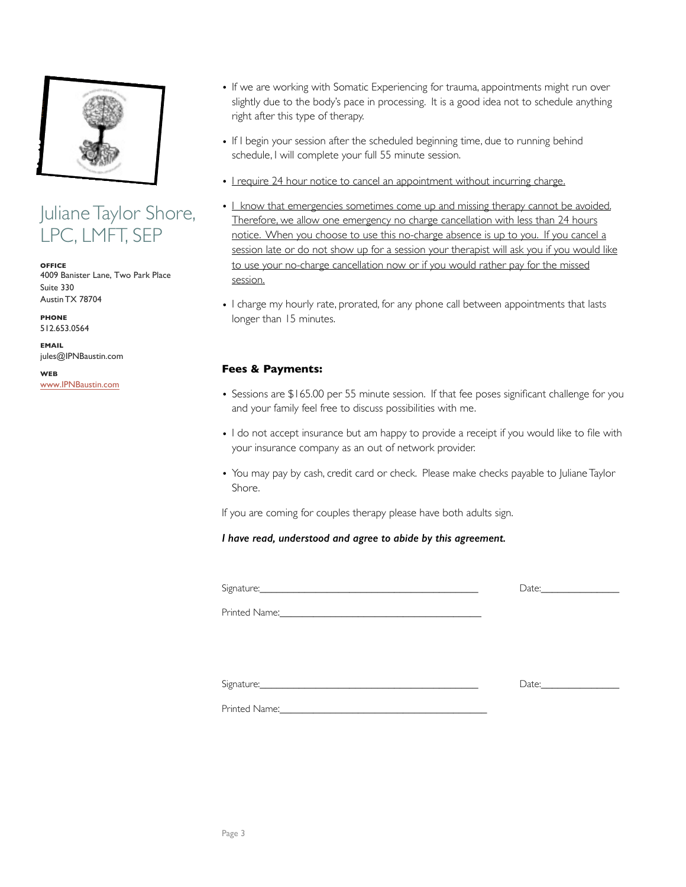# Juliane Taylor Shore, LPC, LMFT, SEP

**OFFICE**
4009 Banister Lane, Two Park Place
Suite 330
Austin TX 78704

**PHONE**
512.653.0564

**EMAIL**
jules@IPNBaustin.com

**WEB**
www.IPNBaustin.com

- If we are working with Somatic Experiencing for trauma, appointments might run over slightly due to the body's pace in processing. It is a good idea not to schedule anything right after this type of therapy.
- If I begin your session after the scheduled beginning time, due to running behind schedule, I will complete your full 55 minute session.
- I require 24 hour notice to cancel an appointment without incurring charge.
- I know that emergencies sometimes come up and missing therapy cannot be avoided. Therefore, we allow one emergency no charge cancellation with less than 24 hours notice. When you choose to use this no-charge absence is up to you. If you cancel a session late or do not show up for a session your therapist will ask you if you would like to use your no-charge cancellation now or if you would rather pay for the missed session.
- I charge my hourly rate, prorated, for any phone call between appointments that lasts longer than 15 minutes.

**Fees & Payments:**

- Sessions are $165.00 per 55 minute session. If that fee poses significant challenge for you and your family feel free to discuss possibilities with me.
- I do not accept insurance but am happy to provide a receipt if you would like to file with your insurance company as an out of network provider.
- You may pay by cash, credit card or check. Please make checks payable to Juliane Taylor Shore.

If you are coming for couples therapy please have both adults sign.

***I have read, understood and agree to abide by this agreement.***

Signature:________________________________________ Date:_______________

Printed Name:_____________________________________

Signature:________________________________________ Date:_______________

Printed Name:_____________________________________